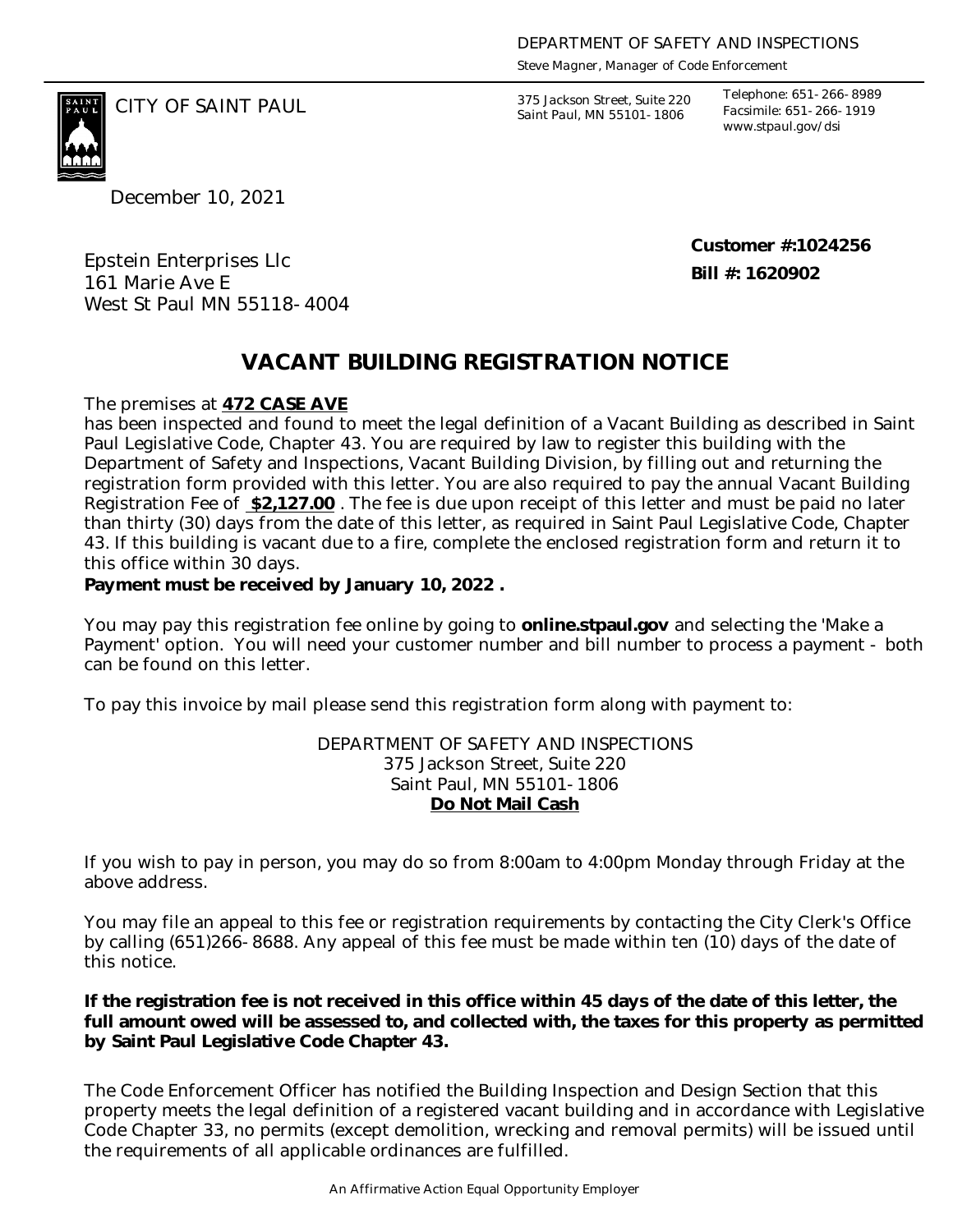DEPARTMENT OF SAFETY AND INSPECTIONS
Steve Magner, Manager of Code Enforcement

CITY OF SAINT PAUL

375 Jackson Street, Suite 220
Saint Paul, MN 55101-1806

Telephone: 651-266-8989
Facsimile: 651-266-1919
www.stpaul.gov/dsi

December 10, 2021

Epstein Enterprises Llc
161 Marie Ave E
West St Paul MN 55118-4004

**Customer #:1024256**
**Bill #: 1620902**

# VACANT BUILDING REGISTRATION NOTICE

The premises at **472 CASE AVE**
has been inspected and found to meet the legal definition of a Vacant Building as described in Saint Paul Legislative Code, Chapter 43. You are required by law to register this building with the Department of Safety and Inspections, Vacant Building Division, by filling out and returning the registration form provided with this letter. You are also required to pay the annual Vacant Building Registration Fee of **$2,127.00** . The fee is due upon receipt of this letter and must be paid no later than thirty (30) days from the date of this letter, as required in Saint Paul Legislative Code, Chapter 43. If this building is vacant due to a fire, complete the enclosed registration form and return it to this office within 30 days.
**Payment must be received by January 10, 2022 .**

You may pay this registration fee online by going to **online.stpaul.gov** and selecting the 'Make a Payment' option. You will need your customer number and bill number to process a payment - both can be found on this letter.

To pay this invoice by mail please send this registration form along with payment to:

DEPARTMENT OF SAFETY AND INSPECTIONS
375 Jackson Street, Suite 220
Saint Paul, MN 55101-1806
**Do Not Mail Cash**

If you wish to pay in person, you may do so from 8:00am to 4:00pm Monday through Friday at the above address.

You may file an appeal to this fee or registration requirements by contacting the City Clerk's Office by calling (651)266-8688. Any appeal of this fee must be made within ten (10) days of the date of this notice.

**If the registration fee is not received in this office within 45 days of the date of this letter, the full amount owed will be assessed to, and collected with, the taxes for this property as permitted by Saint Paul Legislative Code Chapter 43.**

The Code Enforcement Officer has notified the Building Inspection and Design Section that this property meets the legal definition of a registered vacant building and in accordance with Legislative Code Chapter 33, no permits (except demolition, wrecking and removal permits) will be issued until the requirements of all applicable ordinances are fulfilled.

An Affirmative Action Equal Opportunity Employer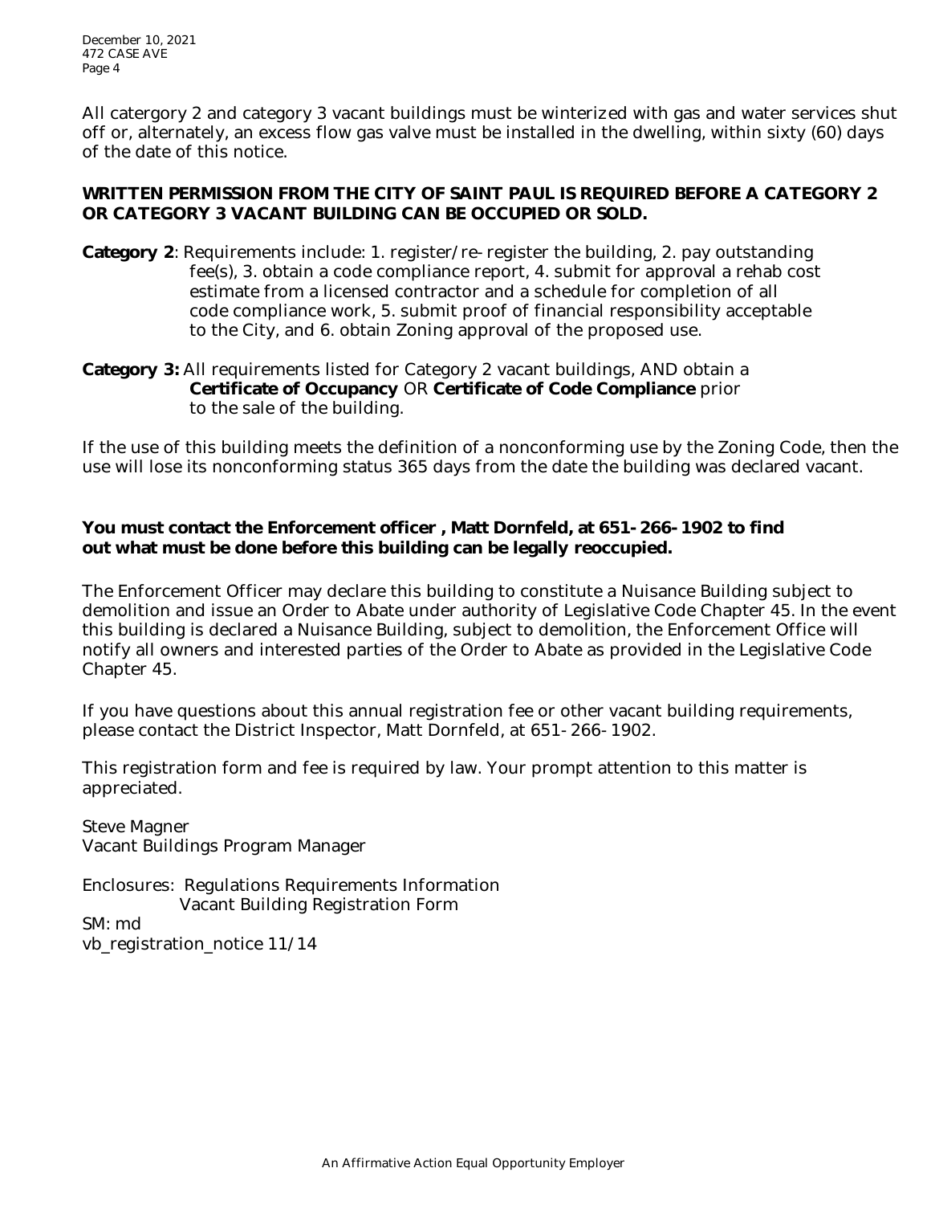All catergory 2 and category 3 vacant buildings must be winterized with gas and water services shut off or, alternately, an excess flow gas valve must be installed in the dwelling, within sixty (60) days of the date of this notice.

**WRITTEN PERMISSION FROM THE CITY OF SAINT PAUL IS REQUIRED BEFORE A CATEGORY 2 OR CATEGORY 3 VACANT BUILDING CAN BE OCCUPIED OR SOLD.**

**Category 2**: Requirements include: 1. register/re-register the building, 2. pay outstanding fee(s), 3. obtain a code compliance report, 4. submit for approval a rehab cost estimate from a licensed contractor and a schedule for completion of all code compliance work, 5. submit proof of financial responsibility acceptable to the City, and 6. obtain Zoning approval of the proposed use.

**Category 3:** All requirements listed for Category 2 vacant buildings, AND obtain a **Certificate of Occupancy** OR **Certificate of Code Compliance** prior to the sale of the building.

If the use of this building meets the definition of a nonconforming use by the Zoning Code, then the use will lose its nonconforming status 365 days from the date the building was declared vacant.

**You must contact the Enforcement officer , Matt Dornfeld, at 651-266-1902 to find out what must be done before this building can be legally reoccupied.**

The Enforcement Officer may declare this building to constitute a Nuisance Building subject to demolition and issue an Order to Abate under authority of Legislative Code Chapter 45. In the event this building is declared a Nuisance Building, subject to demolition, the Enforcement Office will notify all owners and interested parties of the Order to Abate as provided in the Legislative Code Chapter 45.

If you have questions about this annual registration fee or other vacant building requirements, please contact the District Inspector, Matt Dornfeld, at 651-266-1902.

This registration form and fee is required by law. Your prompt attention to this matter is appreciated.

Steve Magner
Vacant Buildings Program Manager

Enclosures: Regulations Requirements Information
Vacant Building Registration Form

SM: md
vb_registration_notice 11/14

An Affirmative Action Equal Opportunity Employer